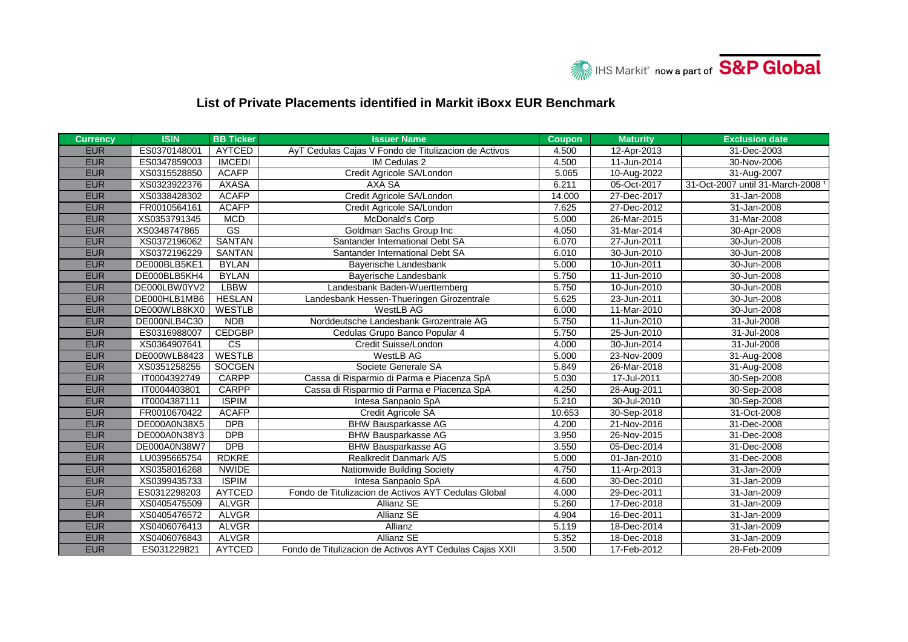## List of Private Placements identified in Markit iBoxx EUR Benchmark

| Currency | ISIN | BB Ticker | Issuer Name | Coupon | Maturity | Exclusion date |
|---|---|---|---|---|---|---|
| EUR | ES0370148001 | AYTCED | AyT Cedulas Cajas V Fondo de Titulizacion de Activos | 4.500 | 12-Apr-2013 | 31-Dec-2003 |
| EUR | ES0347859003 | IMCEDI | IM Cedulas 2 | 4.500 | 11-Jun-2014 | 30-Nov-2006 |
| EUR | XS0315528850 | ACAFP | Credit Agricole SA/London | 5.065 | 10-Aug-2022 | 31-Aug-2007 |
| EUR | XS0323922376 | AXASA | AXA SA | 6.211 | 05-Oct-2017 | 31-Oct-2007 until 31-March-2008 [1] |
| EUR | XS0338428302 | ACAFP | Credit Agricole SA/London | 14.000 | 27-Dec-2017 | 31-Jan-2008 |
| EUR | FR0010564161 | ACAFP | Credit Agricole SA/London | 7.625 | 27-Dec-2012 | 31-Jan-2008 |
| EUR | XS0353791345 | MCD | McDonald's Corp | 5.000 | 26-Mar-2015 | 31-Mar-2008 |
| EUR | XS0348747865 | GS | Goldman Sachs Group Inc | 4.050 | 31-Mar-2014 | 30-Apr-2008 |
| EUR | XS0372196062 | SANTAN | Santander International Debt SA | 6.070 | 27-Jun-2011 | 30-Jun-2008 |
| EUR | XS0372196229 | SANTAN | Santander International Debt SA | 6.010 | 30-Jun-2010 | 30-Jun-2008 |
| EUR | DE000BLB5KE1 | BYLAN | Bayerische Landesbank | 5.000 | 10-Jun-2011 | 30-Jun-2008 |
| EUR | DE000BLB5KH4 | BYLAN | Bayerische Landesbank | 5.750 | 11-Jun-2010 | 30-Jun-2008 |
| EUR | DE000LBW0YV2 | LBBW | Landesbank Baden-Wuerttemberg | 5.750 | 10-Jun-2010 | 30-Jun-2008 |
| EUR | DE000HLB1MB6 | HESLAN | Landesbank Hessen-Thueringen Girozentrale | 5.625 | 23-Jun-2011 | 30-Jun-2008 |
| EUR | DE000WLB8KX0 | WESTLB | WestLB AG | 6.000 | 11-Mar-2010 | 30-Jun-2008 |
| EUR | DE000NLB4C30 | NDB | Norddeutsche Landesbank Girozentrale AG | 5.750 | 11-Jun-2010 | 31-Jul-2008 |
| EUR | ES0316988007 | CEDGBP | Cedulas Grupo Banco Popular 4 | 5.750 | 25-Jun-2010 | 31-Jul-2008 |
| EUR | XS0364907641 | CS | Credit Suisse/London | 4.000 | 30-Jun-2014 | 31-Jul-2008 |
| EUR | DE000WLB8423 | WESTLB | WestLB AG | 5.000 | 23-Nov-2009 | 31-Aug-2008 |
| EUR | XS0351258255 | SOCGEN | Societe Generale SA | 5.849 | 26-Mar-2018 | 31-Aug-2008 |
| EUR | IT0004392749 | CARPP | Cassa di Risparmio di Parma e Piacenza SpA | 5.030 | 17-Jul-2011 | 30-Sep-2008 |
| EUR | IT0004403801 | CARPP | Cassa di Risparmio di Parma e Piacenza SpA | 4.250 | 28-Aug-2011 | 30-Sep-2008 |
| EUR | IT0004387111 | ISPIM | Intesa Sanpaolo SpA | 5.210 | 30-Jul-2010 | 30-Sep-2008 |
| EUR | FR0010670422 | ACAFP | Credit Agricole SA | 10.653 | 30-Sep-2018 | 31-Oct-2008 |
| EUR | DE000A0N38X5 | DPB | BHW Bausparkasse AG | 4.200 | 21-Nov-2016 | 31-Dec-2008 |
| EUR | DE000A0N38Y3 | DPB | BHW Bausparkasse AG | 3.950 | 26-Nov-2015 | 31-Dec-2008 |
| EUR | DE000A0N38W7 | DPB | BHW Bausparkasse AG | 3.550 | 05-Dec-2014 | 31-Dec-2008 |
| EUR | LU0395665754 | RDKRE | Realkredit Danmark A/S | 5.000 | 01-Jan-2010 | 31-Dec-2008 |
| EUR | XS0358016268 | NWIDE | Nationwide Building Society | 4.750 | 11-Arp-2013 | 31-Jan-2009 |
| EUR | XS0399435733 | ISPIM | Intesa Sanpaolo SpA | 4.600 | 30-Dec-2010 | 31-Jan-2009 |
| EUR | ES0312298203 | AYTCED | Fondo de Titulizacion de Activos AYT Cedulas Global | 4.000 | 29-Dec-2011 | 31-Jan-2009 |
| EUR | XS0405475509 | ALVGR | Allianz SE | 5.260 | 17-Dec-2018 | 31-Jan-2009 |
| EUR | XS0405476572 | ALVGR | Allianz SE | 4.904 | 16-Dec-2011 | 31-Jan-2009 |
| EUR | XS0406076413 | ALVGR | Allianz | 5.119 | 18-Dec-2014 | 31-Jan-2009 |
| EUR | XS0406076843 | ALVGR | Allianz SE | 5.352 | 18-Dec-2018 | 31-Jan-2009 |
| EUR | ES031229821 | AYTCED | Fondo de Titulizacion de Activos AYT Cedulas Cajas XXII | 3.500 | 17-Feb-2012 | 28-Feb-2009 |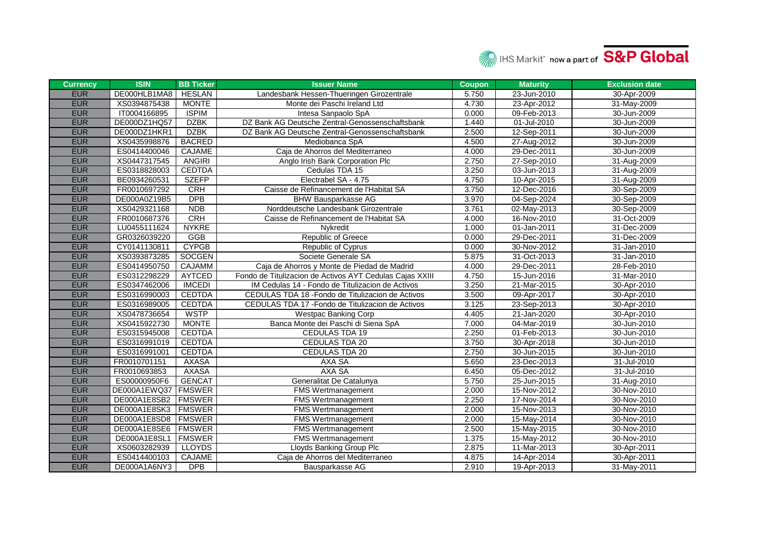| Currency | ISIN | BB Ticker | Issuer Name | Coupon | Maturity | Exclusion date |
|---|---|---|---|---|---|---|
| EUR | DE000HLB1MA8 | HESLAN | Landesbank Hessen-Thueringen Girozentrale | 5.750 | 23-Jun-2010 | 30-Apr-2009 |
| EUR | XS0394875438 | MONTE | Monte dei Paschi Ireland Ltd | 4.730 | 23-Apr-2012 | 31-May-2009 |
| EUR | IT0004166895 | ISPIM | Intesa Sanpaolo SpA | 0.000 | 09-Feb-2013 | 30-Jun-2009 |
| EUR | DE000DZ1HQ57 | DZBK | DZ Bank AG Deutsche Zentral-Genossenschaftsbank | 1.440 | 01-Jul-2010 | 30-Jun-2009 |
| EUR | DE000DZ1HKR1 | DZBK | DZ Bank AG Deutsche Zentral-Genossenschaftsbank | 2.500 | 12-Sep-2011 | 30-Jun-2009 |
| EUR | XS0435998876 | BACRED | Mediobanca SpA | 4.500 | 27-Aug-2012 | 30-Jun-2009 |
| EUR | ES0414400046 | CAJAME | Caja de Ahorros del Mediterraneo | 4.000 | 29-Dec-2011 | 30-Jun-2009 |
| EUR | XS0447317545 | ANGIRI | Anglo Irish Bank Corporation Plc | 2.750 | 27-Sep-2010 | 31-Aug-2009 |
| EUR | ES0318828003 | CEDTDA | Cedulas TDA 15 | 3.250 | 03-Jun-2013 | 31-Aug-2009 |
| EUR | BE0934260531 | SZEFP | Electrabel SA - 4.75 | 4.750 | 10-Apr-2015 | 31-Aug-2009 |
| EUR | FR0010697292 | CRH | Caisse de Refinancement de l'Habitat SA | 3.750 | 12-Dec-2016 | 30-Sep-2009 |
| EUR | DE000A0Z19B5 | DPB | BHW Bausparkasse AG | 3.970 | 04-Sep-2024 | 30-Sep-2009 |
| EUR | XS0429321168 | NDB | Norddeutsche Landesbank Girozentrale | 3.761 | 02-May-2013 | 30-Sep-2009 |
| EUR | FR0010687376 | CRH | Caisse de Refinancement de l'Habitat SA | 4.000 | 16-Nov-2010 | 31-Oct-2009 |
| EUR | LU0455111624 | NYKRE | Nykredit | 1.000 | 01-Jan-2011 | 31-Dec-2009 |
| EUR | GR0326039220 | GGB | Republic of Greece | 0.000 | 29-Dec-2011 | 31-Dec-2009 |
| EUR | CY0141130811 | CYPGB | Republic of Cyprus | 0.000 | 30-Nov-2012 | 31-Jan-2010 |
| EUR | XS0393873285 | SOCGEN | Societe Generale SA | 5.875 | 31-Oct-2013 | 31-Jan-2010 |
| EUR | ES0414950750 | CAJAMM | Caja de Ahorros y Monte de Piedad de Madrid | 4.000 | 29-Dec-2011 | 28-Feb-2010 |
| EUR | ES0312298229 | AYTCED | Fondo de Titulizacion de Activos AYT Cedulas Cajas XXIII | 4.750 | 15-Jun-2016 | 31-Mar-2010 |
| EUR | ES0347462006 | IMCEDI | IM Cedulas 14 - Fondo de Titulizacion de Activos | 3.250 | 21-Mar-2015 | 30-Apr-2010 |
| EUR | ES0316990003 | CEDTDA | CEDULAS TDA 18 -Fondo de Titulizacion de Activos | 3.500 | 09-Apr-2017 | 30-Apr-2010 |
| EUR | ES0316989005 | CEDTDA | CEDULAS TDA 17 -Fondo de Titulizacion de Activos | 3.125 | 23-Sep-2013 | 30-Apr-2010 |
| EUR | XS0478736654 | WSTP | Westpac Banking Corp | 4.405 | 21-Jan-2020 | 30-Apr-2010 |
| EUR | XS0415922730 | MONTE | Banca Monte dei Paschi di Siena SpA | 7.000 | 04-Mar-2019 | 30-Jun-2010 |
| EUR | ES0315945008 | CEDTDA | CEDULAS TDA 19 | 2.250 | 01-Feb-2013 | 30-Jun-2010 |
| EUR | ES0316991019 | CEDTDA | CEDULAS TDA 20 | 3.750 | 30-Apr-2018 | 30-Jun-2010 |
| EUR | ES0316991001 | CEDTDA | CEDULAS TDA 20 | 2.750 | 30-Jun-2015 | 30-Jun-2010 |
| EUR | FR0010701151 | AXASA | AXA SA | 5.650 | 23-Dec-2013 | 31-Jul-2010 |
| EUR | FR0010693853 | AXASA | AXA SA | 6.450 | 05-Dec-2012 | 31-Jul-2010 |
| EUR | ES00000950F6 | GENCAT | Generalitat De Catalunya | 5.750 | 25-Jun-2015 | 31-Aug-2010 |
| EUR | DE000A1EWQ37 | FMSWER | FMS Wertmanagement | 2.000 | 15-Nov-2012 | 30-Nov-2010 |
| EUR | DE000A1E8SB2 | FMSWER | FMS Wertmanagement | 2.250 | 17-Nov-2014 | 30-Nov-2010 |
| EUR | DE000A1E8SK3 | FMSWER | FMS Wertmanagement | 2.000 | 15-Nov-2013 | 30-Nov-2010 |
| EUR | DE000A1E8SD8 | FMSWER | FMS Wertmanagement | 2.000 | 15-May-2014 | 30-Nov-2010 |
| EUR | DE000A1E8SE6 | FMSWER | FMS Wertmanagement | 2.500 | 15-May-2015 | 30-Nov-2010 |
| EUR | DE000A1E8SL1 | FMSWER | FMS Wertmanagement | 1.375 | 15-May-2012 | 30-Nov-2010 |
| EUR | XS0603282939 | LLOYDS | Lloyds Banking Group Plc | 2.875 | 11-Mar-2013 | 30-Apr-2011 |
| EUR | ES0414400103 | CAJAME | Caja de Ahorros del Mediterraneo | 4.875 | 14-Apr-2014 | 30-Apr-2011 |
| EUR | DE000A1A6NY3 | DPB | Bausparkasse AG | 2.910 | 19-Apr-2013 | 31-May-2011 |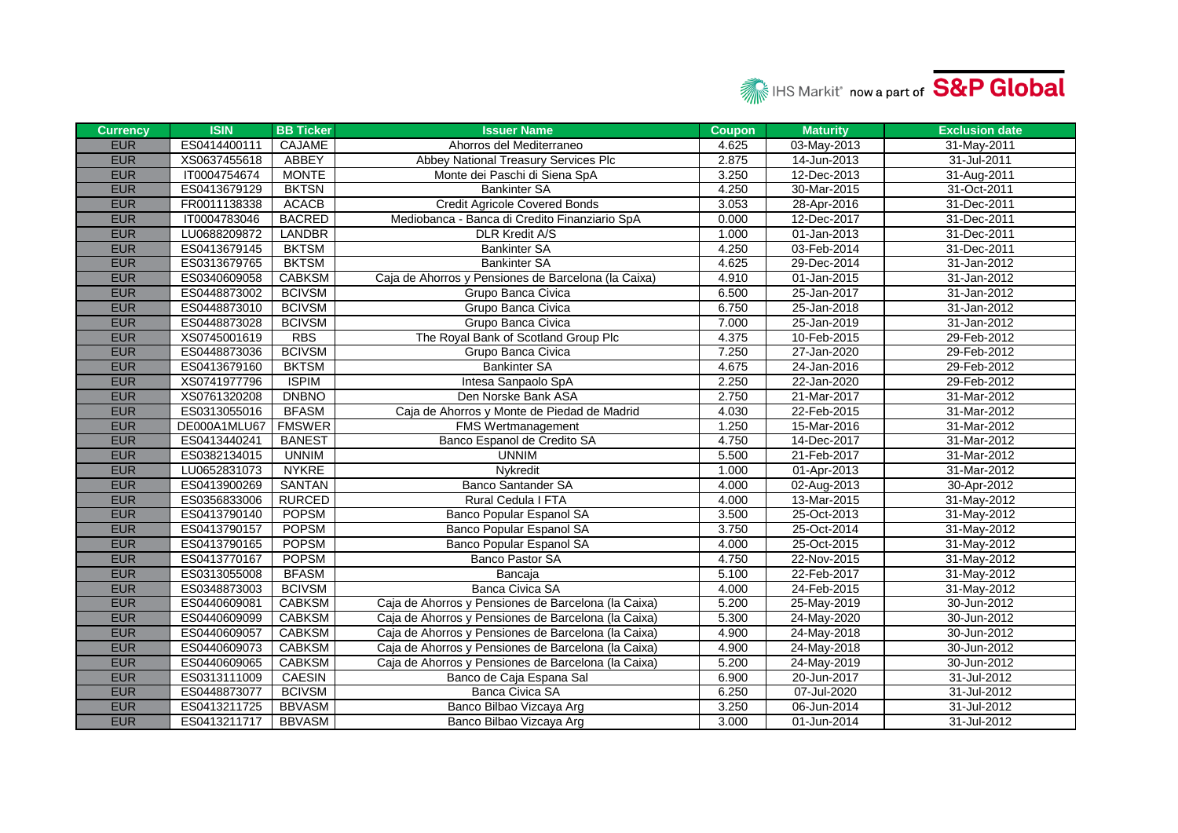| Currency | ISIN | BB Ticker | Issuer Name | Coupon | Maturity | Exclusion date |
|---|---|---|---|---|---|---|
| EUR | ES0414400111 | CAJAME | Ahorros del Mediterraneo | 4.625 | 03-May-2013 | 31-May-2011 |
| EUR | XS0637455618 | ABBEY | Abbey National Treasury Services Plc | 2.875 | 14-Jun-2013 | 31-Jul-2011 |
| EUR | IT0004754674 | MONTE | Monte dei Paschi di Siena SpA | 3.250 | 12-Dec-2013 | 31-Aug-2011 |
| EUR | ES0413679129 | BKTSN | Bankinter SA | 4.250 | 30-Mar-2015 | 31-Oct-2011 |
| EUR | FR0011138338 | ACACB | Credit Agricole Covered Bonds | 3.053 | 28-Apr-2016 | 31-Dec-2011 |
| EUR | IT0004783046 | BACRED | Mediobanca - Banca di Credito Finanziario SpA | 0.000 | 12-Dec-2017 | 31-Dec-2011 |
| EUR | LU0688209872 | LANDBR | DLR Kredit A/S | 1.000 | 01-Jan-2013 | 31-Dec-2011 |
| EUR | ES0413679145 | BKTSM | Bankinter SA | 4.250 | 03-Feb-2014 | 31-Dec-2011 |
| EUR | ES0313679765 | BKTSM | Bankinter SA | 4.625 | 29-Dec-2014 | 31-Jan-2012 |
| EUR | ES0340609058 | CABKSM | Caja de Ahorros y Pensiones de Barcelona (la Caixa) | 4.910 | 01-Jan-2015 | 31-Jan-2012 |
| EUR | ES0448873002 | BCIVSM | Grupo Banca Civica | 6.500 | 25-Jan-2017 | 31-Jan-2012 |
| EUR | ES0448873010 | BCIVSM | Grupo Banca Civica | 6.750 | 25-Jan-2018 | 31-Jan-2012 |
| EUR | ES0448873028 | BCIVSM | Grupo Banca Civica | 7.000 | 25-Jan-2019 | 31-Jan-2012 |
| EUR | XS0745001619 | RBS | The Royal Bank of Scotland Group Plc | 4.375 | 10-Feb-2015 | 29-Feb-2012 |
| EUR | ES0448873036 | BCIVSM | Grupo Banca Civica | 7.250 | 27-Jan-2020 | 29-Feb-2012 |
| EUR | ES0413679160 | BKTSM | Bankinter SA | 4.675 | 24-Jan-2016 | 29-Feb-2012 |
| EUR | XS0741977796 | ISPIM | Intesa Sanpaolo SpA | 2.250 | 22-Jan-2020 | 29-Feb-2012 |
| EUR | XS0761320208 | DNBNO | Den Norske Bank ASA | 2.750 | 21-Mar-2017 | 31-Mar-2012 |
| EUR | ES0313055016 | BFASM | Caja de Ahorros y Monte de Piedad de Madrid | 4.030 | 22-Feb-2015 | 31-Mar-2012 |
| EUR | DE000A1MLU67 | FMSWER | FMS Wertmanagement | 1.250 | 15-Mar-2016 | 31-Mar-2012 |
| EUR | ES0413440241 | BANEST | Banco Espanol de Credito SA | 4.750 | 14-Dec-2017 | 31-Mar-2012 |
| EUR | ES0382134015 | UNNIM | UNNIM | 5.500 | 21-Feb-2017 | 31-Mar-2012 |
| EUR | LU0652831073 | NYKRE | Nykredit | 1.000 | 01-Apr-2013 | 31-Mar-2012 |
| EUR | ES0413900269 | SANTAN | Banco Santander SA | 4.000 | 02-Aug-2013 | 30-Apr-2012 |
| EUR | ES0356833006 | RURCED | Rural Cedula I FTA | 4.000 | 13-Mar-2015 | 31-May-2012 |
| EUR | ES0413790140 | POPSM | Banco Popular Espanol SA | 3.500 | 25-Oct-2013 | 31-May-2012 |
| EUR | ES0413790157 | POPSM | Banco Popular Espanol SA | 3.750 | 25-Oct-2014 | 31-May-2012 |
| EUR | ES0413790165 | POPSM | Banco Popular Espanol SA | 4.000 | 25-Oct-2015 | 31-May-2012 |
| EUR | ES0413770167 | POPSM | Banco Pastor SA | 4.750 | 22-Nov-2015 | 31-May-2012 |
| EUR | ES0313055008 | BFASM | Bancaja | 5.100 | 22-Feb-2017 | 31-May-2012 |
| EUR | ES0348873003 | BCIVSM | Banca Civica SA | 4.000 | 24-Feb-2015 | 31-May-2012 |
| EUR | ES0440609081 | CABKSM | Caja de Ahorros y Pensiones de Barcelona (la Caixa) | 5.200 | 25-May-2019 | 30-Jun-2012 |
| EUR | ES0440609099 | CABKSM | Caja de Ahorros y Pensiones de Barcelona (la Caixa) | 5.300 | 24-May-2020 | 30-Jun-2012 |
| EUR | ES0440609057 | CABKSM | Caja de Ahorros y Pensiones de Barcelona (la Caixa) | 4.900 | 24-May-2018 | 30-Jun-2012 |
| EUR | ES0440609073 | CABKSM | Caja de Ahorros y Pensiones de Barcelona (la Caixa) | 4.900 | 24-May-2018 | 30-Jun-2012 |
| EUR | ES0440609065 | CABKSM | Caja de Ahorros y Pensiones de Barcelona (la Caixa) | 5.200 | 24-May-2019 | 30-Jun-2012 |
| EUR | ES0313111009 | CAESIN | Banco de Caja Espana Sal | 6.900 | 20-Jun-2017 | 31-Jul-2012 |
| EUR | ES0448873077 | BCIVSM | Banca Civica SA | 6.250 | 07-Jul-2020 | 31-Jul-2012 |
| EUR | ES0413211725 | BBVASM | Banco Bilbao Vizcaya Arg | 3.250 | 06-Jun-2014 | 31-Jul-2012 |
| EUR | ES0413211717 | BBVASM | Banco Bilbao Vizcaya Arg | 3.000 | 01-Jun-2014 | 31-Jul-2012 |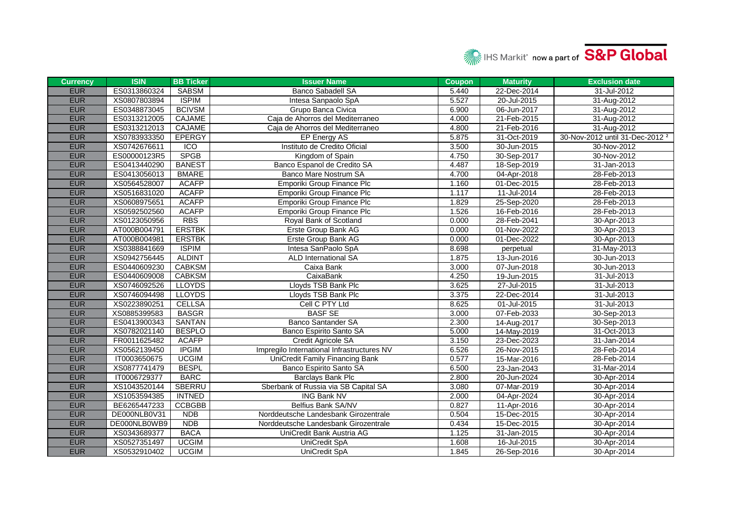| Currency | ISIN | BB Ticker | Issuer Name | Coupon | Maturity | Exclusion date |
|---|---|---|---|---|---|---|
| EUR | ES0313860324 | SABSM | Banco Sabadell SA | 5.440 | 22-Dec-2014 | 31-Jul-2012 |
| EUR | XS0807803894 | ISPIM | Intesa Sanpaolo SpA | 5.527 | 20-Jul-2015 | 31-Aug-2012 |
| EUR | ES0348873045 | BCIVSM | Grupo Banca Civica | 6.900 | 06-Jun-2017 | 31-Aug-2012 |
| EUR | ES0313212005 | CAJAME | Caja de Ahorros del Mediterraneo | 4.000 | 21-Feb-2015 | 31-Aug-2012 |
| EUR | ES0313212013 | CAJAME | Caja de Ahorros del Mediterraneo | 4.800 | 21-Feb-2016 | 31-Aug-2012 |
| EUR | XS0783933350 | EPERGY | EP Energy AS | 5.875 | 31-Oct-2019 | 30-Nov-2012 until 31-Dec-2012 [2] |
| EUR | XS0742676611 | ICO | Instituto de Credito Oficial | 3.500 | 30-Jun-2015 | 30-Nov-2012 |
| EUR | ES00000123R5 | SPGB | Kingdom of Spain | 4.750 | 30-Sep-2017 | 30-Nov-2012 |
| EUR | ES0413440290 | BANEST | Banco Espanol de Credito SA | 4.487 | 18-Sep-2019 | 31-Jan-2013 |
| EUR | ES0413056013 | BMARE | Banco Mare Nostrum SA | 4.700 | 04-Apr-2018 | 28-Feb-2013 |
| EUR | XS0564528007 | ACAFP | Emporiki Group Finance Plc | 1.160 | 01-Dec-2015 | 28-Feb-2013 |
| EUR | XS0516831020 | ACAFP | Emporiki Group Finance Plc | 1.117 | 11-Jul-2014 | 28-Feb-2013 |
| EUR | XS0608975651 | ACAFP | Emporiki Group Finance Plc | 1.829 | 25-Sep-2020 | 28-Feb-2013 |
| EUR | XS0592502560 | ACAFP | Emporiki Group Finance Plc | 1.526 | 16-Feb-2016 | 28-Feb-2013 |
| EUR | XS0123050956 | RBS | Royal Bank of Scotland | 0.000 | 28-Feb-2041 | 30-Apr-2013 |
| EUR | AT000B004791 | ERSTBK | Erste Group Bank AG | 0.000 | 01-Nov-2022 | 30-Apr-2013 |
| EUR | AT000B004981 | ERSTBK | Erste Group Bank AG | 0.000 | 01-Dec-2022 | 30-Apr-2013 |
| EUR | XS0388841669 | ISPIM | Intesa SanPaolo SpA | 8.698 | perpetual | 31-May-2013 |
| EUR | XS0942756445 | ALDINT | ALD International SA | 1.875 | 13-Jun-2016 | 30-Jun-2013 |
| EUR | ES0440609230 | CABKSM | Caixa Bank | 3.000 | 07-Jun-2018 | 30-Jun-2013 |
| EUR | ES0440609008 | CABKSM | CaixaBank | 4.250 | 19-Jun-2015 | 31-Jul-2013 |
| EUR | XS0746092526 | LLOYDS | Lloyds TSB Bank Plc | 3.625 | 27-Jul-2015 | 31-Jul-2013 |
| EUR | XS0746094498 | LLOYDS | Lloyds TSB Bank Plc | 3.375 | 22-Dec-2014 | 31-Jul-2013 |
| EUR | XS0223890251 | CELLSA | Cell C PTY Ltd | 8.625 | 01-Jul-2015 | 31-Jul-2013 |
| EUR | XS0885399583 | BASGR | BASF SE | 3.000 | 07-Feb-2033 | 30-Sep-2013 |
| EUR | ES0413900343 | SANTAN | Banco Santander SA | 2.300 | 14-Aug-2017 | 30-Sep-2013 |
| EUR | XS0782021140 | BESPLO | Banco Espirito Santo SA | 5.000 | 14-May-2019 | 31-Oct-2013 |
| EUR | FR0011625482 | ACAFP | Credit Agricole SA | 3.150 | 23-Dec-2023 | 31-Jan-2014 |
| EUR | XS0562139450 | IPGIM | Impregilo International Infrastructures NV | 6.526 | 26-Nov-2015 | 28-Feb-2014 |
| EUR | IT0003650675 | UCGIM | UniCredit Family Financing Bank | 0.577 | 15-Mar-2016 | 28-Feb-2014 |
| EUR | XS0877741479 | BESPL | Banco Espirito Santo SA | 6.500 | 23-Jan-2043 | 31-Mar-2014 |
| EUR | IT0006729377 | BARC | Barclays Bank Plc | 2.800 | 20-Jun-2024 | 30-Apr-2014 |
| EUR | XS1043520144 | SBERRU | Sberbank of Russia via SB Capital SA | 3.080 | 07-Mar-2019 | 30-Apr-2014 |
| EUR | XS1053594385 | INTNED | ING Bank NV | 2.000 | 04-Apr-2024 | 30-Apr-2014 |
| EUR | BE6265447233 | CCBGBB | Belfius Bank SA/NV | 0.827 | 11-Apr-2016 | 30-Apr-2014 |
| EUR | DE000NLB0V31 | NDB | Norddeutsche Landesbank Girozentrale | 0.504 | 15-Dec-2015 | 30-Apr-2014 |
| EUR | DE000NLB0WB9 | NDB | Norddeutsche Landesbank Girozentrale | 0.434 | 15-Dec-2015 | 30-Apr-2014 |
| EUR | XS0343689377 | BACA | UniCredit Bank Austria AG | 1.125 | 31-Jan-2015 | 30-Apr-2014 |
| EUR | XS0527351497 | UCGIM | UniCredit SpA | 1.608 | 16-Jul-2015 | 30-Apr-2014 |
| EUR | XS0532910402 | UCGIM | UniCredit SpA | 1.845 | 26-Sep-2016 | 30-Apr-2014 |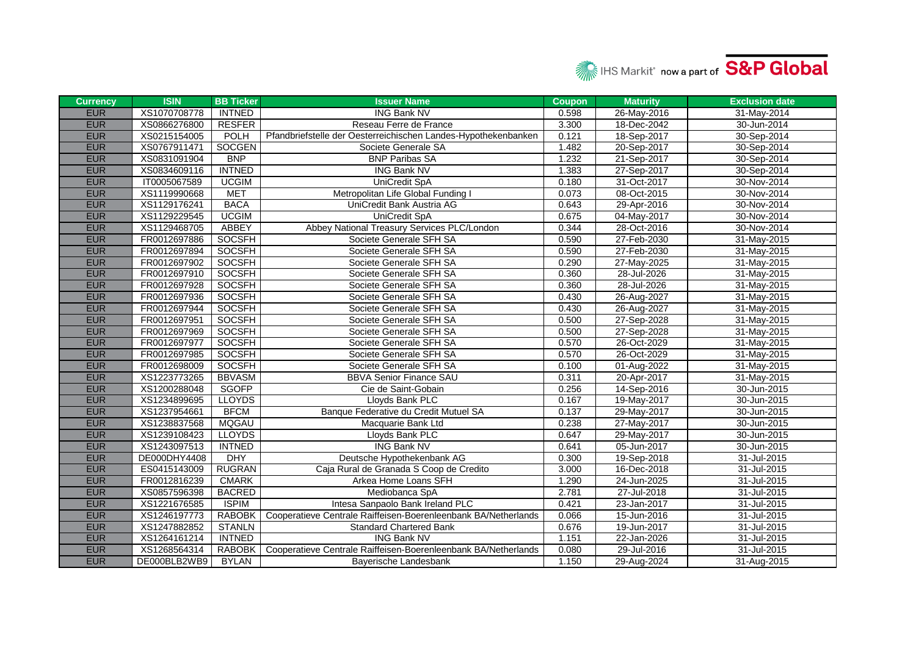| Currency | ISIN | BB Ticker | Issuer Name | Coupon | Maturity | Exclusion date |
|---|---|---|---|---|---|---|
| EUR | XS1070708778 | INTNED | ING Bank NV | 0.598 | 26-May-2016 | 31-May-2014 |
| EUR | XS0866276800 | RESFER | Reseau Ferre de France | 3.300 | 18-Dec-2042 | 30-Jun-2014 |
| EUR | XS0215154005 | POLH | Pfandbriefstelle der Oesterreichischen Landes-Hypothekenbanken | 0.121 | 18-Sep-2017 | 30-Sep-2014 |
| EUR | XS0767911471 | SOCGEN | Societe Generale SA | 1.482 | 20-Sep-2017 | 30-Sep-2014 |
| EUR | XS0831091904 | BNP | BNP Paribas SA | 1.232 | 21-Sep-2017 | 30-Sep-2014 |
| EUR | XS0834609116 | INTNED | ING Bank NV | 1.383 | 27-Sep-2017 | 30-Sep-2014 |
| EUR | IT0005067589 | UCGIM | UniCredit SpA | 0.180 | 31-Oct-2017 | 30-Nov-2014 |
| EUR | XS1119990668 | MET | Metropolitan Life Global Funding I | 0.073 | 08-Oct-2015 | 30-Nov-2014 |
| EUR | XS1129176241 | BACA | UniCredit Bank Austria AG | 0.643 | 29-Apr-2016 | 30-Nov-2014 |
| EUR | XS1129229545 | UCGIM | UniCredit SpA | 0.675 | 04-May-2017 | 30-Nov-2014 |
| EUR | XS1129468705 | ABBEY | Abbey National Treasury Services PLC/London | 0.344 | 28-Oct-2016 | 30-Nov-2014 |
| EUR | FR0012697886 | SOCSFH | Societe Generale SFH SA | 0.590 | 27-Feb-2030 | 31-May-2015 |
| EUR | FR0012697894 | SOCSFH | Societe Generale SFH SA | 0.590 | 27-Feb-2030 | 31-May-2015 |
| EUR | FR0012697902 | SOCSFH | Societe Generale SFH SA | 0.290 | 27-May-2025 | 31-May-2015 |
| EUR | FR0012697910 | SOCSFH | Societe Generale SFH SA | 0.360 | 28-Jul-2026 | 31-May-2015 |
| EUR | FR0012697928 | SOCSFH | Societe Generale SFH SA | 0.360 | 28-Jul-2026 | 31-May-2015 |
| EUR | FR0012697936 | SOCSFH | Societe Generale SFH SA | 0.430 | 26-Aug-2027 | 31-May-2015 |
| EUR | FR0012697944 | SOCSFH | Societe Generale SFH SA | 0.430 | 26-Aug-2027 | 31-May-2015 |
| EUR | FR0012697951 | SOCSFH | Societe Generale SFH SA | 0.500 | 27-Sep-2028 | 31-May-2015 |
| EUR | FR0012697969 | SOCSFH | Societe Generale SFH SA | 0.500 | 27-Sep-2028 | 31-May-2015 |
| EUR | FR0012697977 | SOCSFH | Societe Generale SFH SA | 0.570 | 26-Oct-2029 | 31-May-2015 |
| EUR | FR0012697985 | SOCSFH | Societe Generale SFH SA | 0.570 | 26-Oct-2029 | 31-May-2015 |
| EUR | FR0012698009 | SOCSFH | Societe Generale SFH SA | 0.100 | 01-Aug-2022 | 31-May-2015 |
| EUR | XS1223773265 | BBVASM | BBVA Senior Finance SAU | 0.311 | 20-Apr-2017 | 31-May-2015 |
| EUR | XS1200288048 | SGOFP | Cie de Saint-Gobain | 0.256 | 14-Sep-2016 | 30-Jun-2015 |
| EUR | XS1234899695 | LLOYDS | Lloyds Bank PLC | 0.167 | 19-May-2017 | 30-Jun-2015 |
| EUR | XS1237954661 | BFCM | Banque Federative du Credit Mutuel SA | 0.137 | 29-May-2017 | 30-Jun-2015 |
| EUR | XS1238837568 | MQGAU | Macquarie Bank Ltd | 0.238 | 27-May-2017 | 30-Jun-2015 |
| EUR | XS1239108423 | LLOYDS | Lloyds Bank PLC | 0.647 | 29-May-2017 | 30-Jun-2015 |
| EUR | XS1243097513 | INTNED | ING Bank NV | 0.641 | 05-Jun-2017 | 30-Jun-2015 |
| EUR | DE000DHY4408 | DHY | Deutsche Hypothekenbank AG | 0.300 | 19-Sep-2018 | 31-Jul-2015 |
| EUR | ES0415143009 | RUGRAN | Caja Rural de Granada S Coop de Credito | 3.000 | 16-Dec-2018 | 31-Jul-2015 |
| EUR | FR0012816239 | CMARK | Arkea Home Loans SFH | 1.290 | 24-Jun-2025 | 31-Jul-2015 |
| EUR | XS0857596398 | BACRED | Mediobanca SpA | 2.781 | 27-Jul-2018 | 31-Jul-2015 |
| EUR | XS1221676585 | ISPIM | Intesa Sanpaolo Bank Ireland PLC | 0.421 | 23-Jan-2017 | 31-Jul-2015 |
| EUR | XS1246197773 | RABOBK | Cooperatieve Centrale Raiffeisen-Boerenleenbank BA/Netherlands | 0.066 | 15-Jun-2016 | 31-Jul-2015 |
| EUR | XS1247882852 | STANLN | Standard Chartered Bank | 0.676 | 19-Jun-2017 | 31-Jul-2015 |
| EUR | XS1264161214 | INTNED | ING Bank NV | 1.151 | 22-Jan-2026 | 31-Jul-2015 |
| EUR | XS1268564314 | RABOBK | Cooperatieve Centrale Raiffeisen-Boerenleenbank BA/Netherlands | 0.080 | 29-Jul-2016 | 31-Jul-2015 |
| EUR | DE000BLB2WB9 | BYLAN | Bayerische Landesbank | 1.150 | 29-Aug-2024 | 31-Aug-2015 |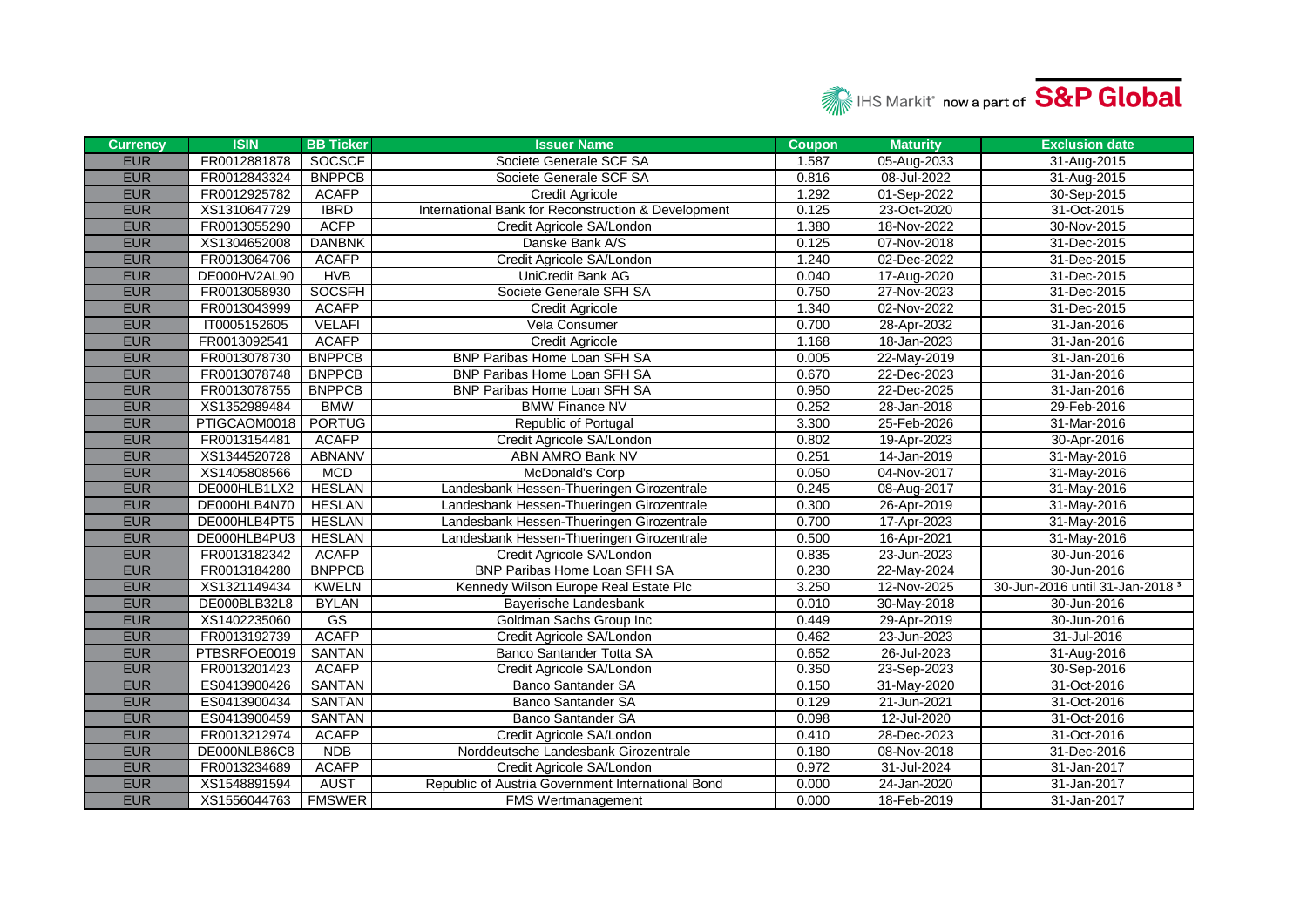| Currency | ISIN | BB Ticker | Issuer Name | Coupon | Maturity | Exclusion date |
|---|---|---|---|---|---|---|
| EUR | FR0012881878 | SOCSCF | Societe Generale SCF SA | 1.587 | 05-Aug-2033 | 31-Aug-2015 |
| EUR | FR0012843324 | BNPPCB | Societe Generale SCF SA | 0.816 | 08-Jul-2022 | 31-Aug-2015 |
| EUR | FR0012925782 | ACAFP | Credit Agricole | 1.292 | 01-Sep-2022 | 30-Sep-2015 |
| EUR | XS1310647729 | IBRD | International Bank for Reconstruction & Development | 0.125 | 23-Oct-2020 | 31-Oct-2015 |
| EUR | FR0013055290 | ACFP | Credit Agricole SA/London | 1.380 | 18-Nov-2022 | 30-Nov-2015 |
| EUR | XS1304652008 | DANBNK | Danske Bank A/S | 0.125 | 07-Nov-2018 | 31-Dec-2015 |
| EUR | FR0013064706 | ACAFP | Credit Agricole SA/London | 1.240 | 02-Dec-2022 | 31-Dec-2015 |
| EUR | DE000HV2AL90 | HVB | UniCredit Bank AG | 0.040 | 17-Aug-2020 | 31-Dec-2015 |
| EUR | FR0013058930 | SOCSFH | Societe Generale SFH SA | 0.750 | 27-Nov-2023 | 31-Dec-2015 |
| EUR | FR0013043999 | ACAFP | Credit Agricole | 1.340 | 02-Nov-2022 | 31-Dec-2015 |
| EUR | IT0005152605 | VELAFI | Vela Consumer | 0.700 | 28-Apr-2032 | 31-Jan-2016 |
| EUR | FR0013092541 | ACAFP | Credit Agricole | 1.168 | 18-Jan-2023 | 31-Jan-2016 |
| EUR | FR0013078730 | BNPPCB | BNP Paribas Home Loan SFH SA | 0.005 | 22-May-2019 | 31-Jan-2016 |
| EUR | FR0013078748 | BNPPCB | BNP Paribas Home Loan SFH SA | 0.670 | 22-Dec-2023 | 31-Jan-2016 |
| EUR | FR0013078755 | BNPPCB | BNP Paribas Home Loan SFH SA | 0.950 | 22-Dec-2025 | 31-Jan-2016 |
| EUR | XS1352989484 | BMW | BMW Finance NV | 0.252 | 28-Jan-2018 | 29-Feb-2016 |
| EUR | PTIGCAOM0018 | PORTUG | Republic of Portugal | 3.300 | 25-Feb-2026 | 31-Mar-2016 |
| EUR | FR0013154481 | ACAFP | Credit Agricole SA/London | 0.802 | 19-Apr-2023 | 30-Apr-2016 |
| EUR | XS1344520728 | ABNANV | ABN AMRO Bank NV | 0.251 | 14-Jan-2019 | 31-May-2016 |
| EUR | XS1405808566 | MCD | McDonald's Corp | 0.050 | 04-Nov-2017 | 31-May-2016 |
| EUR | DE000HLB1LX2 | HESLAN | Landesbank Hessen-Thueringen Girozentrale | 0.245 | 08-Aug-2017 | 31-May-2016 |
| EUR | DE000HLB4N70 | HESLAN | Landesbank Hessen-Thueringen Girozentrale | 0.300 | 26-Apr-2019 | 31-May-2016 |
| EUR | DE000HLB4PT5 | HESLAN | Landesbank Hessen-Thueringen Girozentrale | 0.700 | 17-Apr-2023 | 31-May-2016 |
| EUR | DE000HLB4PU3 | HESLAN | Landesbank Hessen-Thueringen Girozentrale | 0.500 | 16-Apr-2021 | 31-May-2016 |
| EUR | FR0013182342 | ACAFP | Credit Agricole SA/London | 0.835 | 23-Jun-2023 | 30-Jun-2016 |
| EUR | FR0013184280 | BNPPCB | BNP Paribas Home Loan SFH SA | 0.230 | 22-May-2024 | 30-Jun-2016 |
| EUR | XS1321149434 | KWELN | Kennedy Wilson Europe Real Estate Plc | 3.250 | 12-Nov-2025 | 30-Jun-2016 until 31-Jan-2018 [3] |
| EUR | DE000BLB32L8 | BYLAN | Bayerische Landesbank | 0.010 | 30-May-2018 | 30-Jun-2016 |
| EUR | XS1402235060 | GS | Goldman Sachs Group Inc | 0.449 | 29-Apr-2019 | 30-Jun-2016 |
| EUR | FR0013192739 | ACAFP | Credit Agricole SA/London | 0.462 | 23-Jun-2023 | 31-Jul-2016 |
| EUR | PTBSRFOE0019 | SANTAN | Banco Santander Totta SA | 0.652 | 26-Jul-2023 | 31-Aug-2016 |
| EUR | FR0013201423 | ACAFP | Credit Agricole SA/London | 0.350 | 23-Sep-2023 | 30-Sep-2016 |
| EUR | ES0413900426 | SANTAN | Banco Santander SA | 0.150 | 31-May-2020 | 31-Oct-2016 |
| EUR | ES0413900434 | SANTAN | Banco Santander SA | 0.129 | 21-Jun-2021 | 31-Oct-2016 |
| EUR | ES0413900459 | SANTAN | Banco Santander SA | 0.098 | 12-Jul-2020 | 31-Oct-2016 |
| EUR | FR0013212974 | ACAFP | Credit Agricole SA/London | 0.410 | 28-Dec-2023 | 31-Oct-2016 |
| EUR | DE000NLB86C8 | NDB | Norddeutsche Landesbank Girozentrale | 0.180 | 08-Nov-2018 | 31-Dec-2016 |
| EUR | FR0013234689 | ACAFP | Credit Agricole SA/London | 0.972 | 31-Jul-2024 | 31-Jan-2017 |
| EUR | XS1548891594 | AUST | Republic of Austria Government International Bond | 0.000 | 24-Jan-2020 | 31-Jan-2017 |
| EUR | XS1556044763 | FMSWER | FMS Wertmanagement | 0.000 | 18-Feb-2019 | 31-Jan-2017 |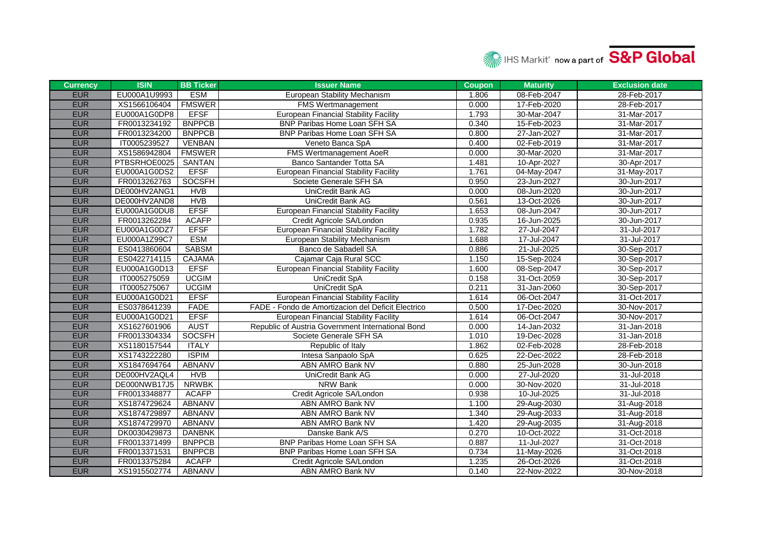| Currency | ISIN | BB Ticker | Issuer Name | Coupon | Maturity | Exclusion date |
|---|---|---|---|---|---|---|
| EUR | EU000A1U9993 | ESM | European Stability Mechanism | 1.806 | 08-Feb-2047 | 28-Feb-2017 |
| EUR | XS1566106404 | FMSWER | FMS Wertmanagement | 0.000 | 17-Feb-2020 | 28-Feb-2017 |
| EUR | EU000A1G0DP8 | EFSF | European Financial Stability Facility | 1.793 | 30-Mar-2047 | 31-Mar-2017 |
| EUR | FR0013234192 | BNPPCB | BNP Paribas Home Loan SFH SA | 0.340 | 15-Feb-2023 | 31-Mar-2017 |
| EUR | FR0013234200 | BNPPCB | BNP Paribas Home Loan SFH SA | 0.800 | 27-Jan-2027 | 31-Mar-2017 |
| EUR | IT0005239527 | VENBAN | Veneto Banca SpA | 0.400 | 02-Feb-2019 | 31-Mar-2017 |
| EUR | XS1586942804 | FMSWER | FMS Wertmanagement AoeR | 0.000 | 30-Mar-2020 | 31-Mar-2017 |
| EUR | PTBSRHOE0025 | SANTAN | Banco Santander Totta SA | 1.481 | 10-Apr-2027 | 30-Apr-2017 |
| EUR | EU000A1G0DS2 | EFSF | European Financial Stability Facility | 1.761 | 04-May-2047 | 31-May-2017 |
| EUR | FR0013262763 | SOCSFH | Societe Generale SFH SA | 0.950 | 23-Jun-2027 | 30-Jun-2017 |
| EUR | DE000HV2ANG1 | HVB | UniCredit Bank AG | 0.000 | 08-Jun-2020 | 30-Jun-2017 |
| EUR | DE000HV2AND8 | HVB | UniCredit Bank AG | 0.561 | 13-Oct-2026 | 30-Jun-2017 |
| EUR | EU000A1G0DU8 | EFSF | European Financial Stability Facility | 1.653 | 08-Jun-2047 | 30-Jun-2017 |
| EUR | FR0013262284 | ACAFP | Credit Agricole SA/London | 0.935 | 16-Jun-2025 | 30-Jun-2017 |
| EUR | EU000A1G0DZ7 | EFSF | European Financial Stability Facility | 1.782 | 27-Jul-2047 | 31-Jul-2017 |
| EUR | EU000A1Z99C7 | ESM | European Stability Mechanism | 1.688 | 17-Jul-2047 | 31-Jul-2017 |
| EUR | ES0413860604 | SABSM | Banco de Sabadell SA | 0.886 | 21-Jul-2025 | 30-Sep-2017 |
| EUR | ES0422714115 | CAJAMA | Cajamar Caja Rural SCC | 1.150 | 15-Sep-2024 | 30-Sep-2017 |
| EUR | EU000A1G0D13 | EFSF | European Financial Stability Facility | 1.600 | 08-Sep-2047 | 30-Sep-2017 |
| EUR | IT0005275059 | UCGIM | UniCredit SpA | 0.158 | 31-Oct-2059 | 30-Sep-2017 |
| EUR | IT0005275067 | UCGIM | UniCredit SpA | 0.211 | 31-Jan-2060 | 30-Sep-2017 |
| EUR | EU000A1G0D21 | EFSF | European Financial Stability Facility | 1.614 | 06-Oct-2047 | 31-Oct-2017 |
| EUR | ES0378641239 | FADE | FADE - Fondo de Amortizacion del Deficit Electrico | 0.500 | 17-Dec-2020 | 30-Nov-2017 |
| EUR | EU000A1G0D21 | EFSF | European Financial Stability Facility | 1.614 | 06-Oct-2047 | 30-Nov-2017 |
| EUR | XS1627601906 | AUST | Republic of Austria Government International Bond | 0.000 | 14-Jan-2032 | 31-Jan-2018 |
| EUR | FR0013304334 | SOCSFH | Societe Generale SFH SA | 1.010 | 19-Dec-2028 | 31-Jan-2018 |
| EUR | XS1180157544 | ITALY | Republic of Italy | 1.862 | 02-Feb-2028 | 28-Feb-2018 |
| EUR | XS1743222280 | ISPIM | Intesa Sanpaolo SpA | 0.625 | 22-Dec-2022 | 28-Feb-2018 |
| EUR | XS1847694764 | ABNANV | ABN AMRO Bank NV | 0.880 | 25-Jun-2028 | 30-Jun-2018 |
| EUR | DE000HV2AQL4 | HVB | UniCredit Bank AG | 0.000 | 27-Jul-2020 | 31-Jul-2018 |
| EUR | DE000NWB17J5 | NRWBK | NRW Bank | 0.000 | 30-Nov-2020 | 31-Jul-2018 |
| EUR | FR0013348877 | ACAFP | Credit Agricole SA/London | 0.938 | 10-Jul-2025 | 31-Jul-2018 |
| EUR | XS1874729624 | ABNANV | ABN AMRO Bank NV | 1.100 | 29-Aug-2030 | 31-Aug-2018 |
| EUR | XS1874729897 | ABNANV | ABN AMRO Bank NV | 1.340 | 29-Aug-2033 | 31-Aug-2018 |
| EUR | XS1874729970 | ABNANV | ABN AMRO Bank NV | 1.420 | 29-Aug-2035 | 31-Aug-2018 |
| EUR | DK0030429873 | DANBNK | Danske Bank A/S | 0.270 | 10-Oct-2022 | 31-Oct-2018 |
| EUR | FR0013371499 | BNPPCB | BNP Paribas Home Loan SFH SA | 0.887 | 11-Jul-2027 | 31-Oct-2018 |
| EUR | FR0013371531 | BNPPCB | BNP Paribas Home Loan SFH SA | 0.734 | 11-May-2026 | 31-Oct-2018 |
| EUR | FR0013375284 | ACAFP | Credit Agricole SA/London | 1.235 | 26-Oct-2026 | 31-Oct-2018 |
| EUR | XS1915502774 | ABNANV | ABN AMRO Bank NV | 0.140 | 22-Nov-2022 | 30-Nov-2018 |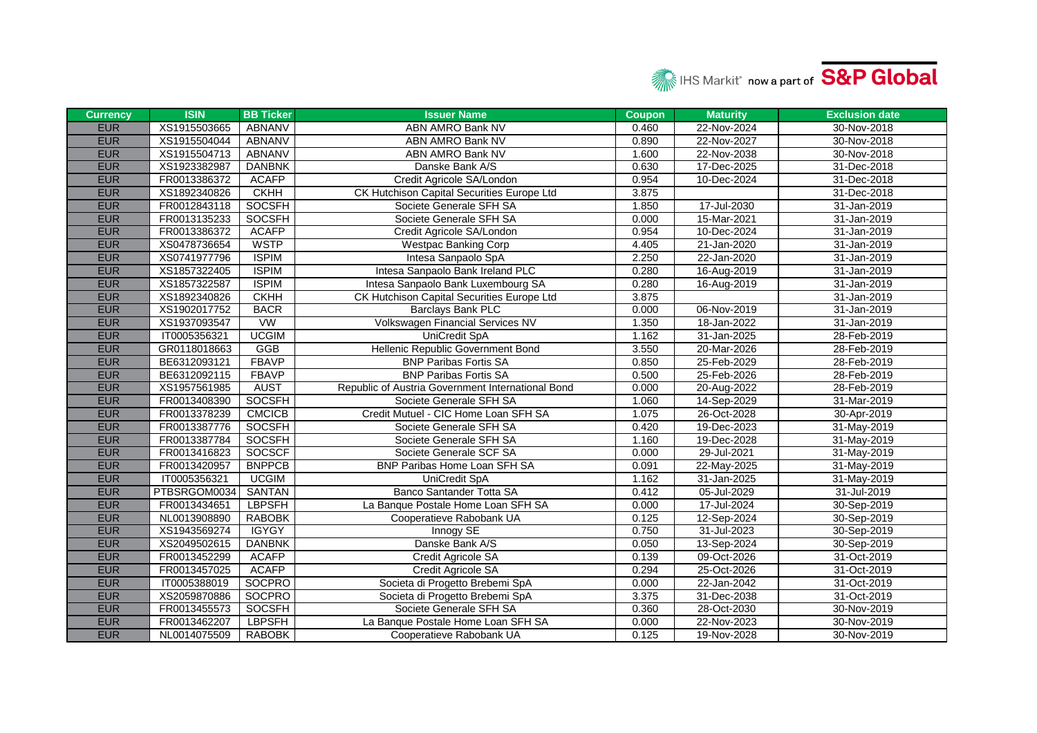| Currency | ISIN | BB Ticker | Issuer Name | Coupon | Maturity | Exclusion date |
|---|---|---|---|---|---|---|
| EUR | XS1915503665 | ABNANV | ABN AMRO Bank NV | 0.460 | 22-Nov-2024 | 30-Nov-2018 |
| EUR | XS1915504044 | ABNANV | ABN AMRO Bank NV | 0.890 | 22-Nov-2027 | 30-Nov-2018 |
| EUR | XS1915504713 | ABNANV | ABN AMRO Bank NV | 1.600 | 22-Nov-2038 | 30-Nov-2018 |
| EUR | XS1923382987 | DANBNK | Danske Bank A/S | 0.630 | 17-Dec-2025 | 31-Dec-2018 |
| EUR | FR0013386372 | ACAFP | Credit Agricole SA/London | 0.954 | 10-Dec-2024 | 31-Dec-2018 |
| EUR | XS1892340826 | CKHH | CK Hutchison Capital Securities Europe Ltd | 3.875 | | 31-Dec-2018 |
| EUR | FR0012843118 | SOCSFH | Societe Generale SFH SA | 1.850 | 17-Jul-2030 | 31-Jan-2019 |
| EUR | FR0013135233 | SOCSFH | Societe Generale SFH SA | 0.000 | 15-Mar-2021 | 31-Jan-2019 |
| EUR | FR0013386372 | ACAFP | Credit Agricole SA/London | 0.954 | 10-Dec-2024 | 31-Jan-2019 |
| EUR | XS0478736654 | WSTP | Westpac Banking Corp | 4.405 | 21-Jan-2020 | 31-Jan-2019 |
| EUR | XS0741977796 | ISPIM | Intesa Sanpaolo SpA | 2.250 | 22-Jan-2020 | 31-Jan-2019 |
| EUR | XS1857322405 | ISPIM | Intesa Sanpaolo Bank Ireland PLC | 0.280 | 16-Aug-2019 | 31-Jan-2019 |
| EUR | XS1857322587 | ISPIM | Intesa Sanpaolo Bank Luxembourg SA | 0.280 | 16-Aug-2019 | 31-Jan-2019 |
| EUR | XS1892340826 | CKHH | CK Hutchison Capital Securities Europe Ltd | 3.875 | | 31-Jan-2019 |
| EUR | XS1902017752 | BACR | Barclays Bank PLC | 0.000 | 06-Nov-2019 | 31-Jan-2019 |
| EUR | XS1937093547 | VW | Volkswagen Financial Services NV | 1.350 | 18-Jan-2022 | 31-Jan-2019 |
| EUR | IT0005356321 | UCGIM | UniCredit SpA | 1.162 | 31-Jan-2025 | 28-Feb-2019 |
| EUR | GR0118018663 | GGB | Hellenic Republic Government Bond | 3.550 | 20-Mar-2026 | 28-Feb-2019 |
| EUR | BE6312093121 | FBAVP | BNP Paribas Fortis SA | 0.850 | 25-Feb-2029 | 28-Feb-2019 |
| EUR | BE6312092115 | FBAVP | BNP Paribas Fortis SA | 0.500 | 25-Feb-2026 | 28-Feb-2019 |
| EUR | XS1957561985 | AUST | Republic of Austria Government International Bond | 0.000 | 20-Aug-2022 | 28-Feb-2019 |
| EUR | FR0013408390 | SOCSFH | Societe Generale SFH SA | 1.060 | 14-Sep-2029 | 31-Mar-2019 |
| EUR | FR0013378239 | CMCICB | Credit Mutuel - CIC Home Loan SFH SA | 1.075 | 26-Oct-2028 | 30-Apr-2019 |
| EUR | FR0013387776 | SOCSFH | Societe Generale SFH SA | 0.420 | 19-Dec-2023 | 31-May-2019 |
| EUR | FR0013387784 | SOCSFH | Societe Generale SFH SA | 1.160 | 19-Dec-2028 | 31-May-2019 |
| EUR | FR0013416823 | SOCSCF | Societe Generale SCF SA | 0.000 | 29-Jul-2021 | 31-May-2019 |
| EUR | FR0013420957 | BNPPCB | BNP Paribas Home Loan SFH SA | 0.091 | 22-May-2025 | 31-May-2019 |
| EUR | IT0005356321 | UCGIM | UniCredit SpA | 1.162 | 31-Jan-2025 | 31-May-2019 |
| EUR | PTBSRGOM0034 | SANTAN | Banco Santander Totta SA | 0.412 | 05-Jul-2029 | 31-Jul-2019 |
| EUR | FR0013434651 | LBPSFH | La Banque Postale Home Loan SFH SA | 0.000 | 17-Jul-2024 | 30-Sep-2019 |
| EUR | NL0013908890 | RABOBK | Cooperatieve Rabobank UA | 0.125 | 12-Sep-2024 | 30-Sep-2019 |
| EUR | XS1943569274 | IGYGY | Innogy SE | 0.750 | 31-Jul-2023 | 30-Sep-2019 |
| EUR | XS2049502615 | DANBNK | Danske Bank A/S | 0.050 | 13-Sep-2024 | 30-Sep-2019 |
| EUR | FR0013452299 | ACAFP | Credit Agricole SA | 0.139 | 09-Oct-2026 | 31-Oct-2019 |
| EUR | FR0013457025 | ACAFP | Credit Agricole SA | 0.294 | 25-Oct-2026 | 31-Oct-2019 |
| EUR | IT0005388019 | SOCPRO | Societa di Progetto Brebemi SpA | 0.000 | 22-Jan-2042 | 31-Oct-2019 |
| EUR | XS2059870886 | SOCPRO | Societa di Progetto Brebemi SpA | 3.375 | 31-Dec-2038 | 31-Oct-2019 |
| EUR | FR0013455573 | SOCSFH | Societe Generale SFH SA | 0.360 | 28-Oct-2030 | 30-Nov-2019 |
| EUR | FR0013462207 | LBPSFH | La Banque Postale Home Loan SFH SA | 0.000 | 22-Nov-2023 | 30-Nov-2019 |
| EUR | NL0014075509 | RABOBK | Cooperatieve Rabobank UA | 0.125 | 19-Nov-2028 | 30-Nov-2019 |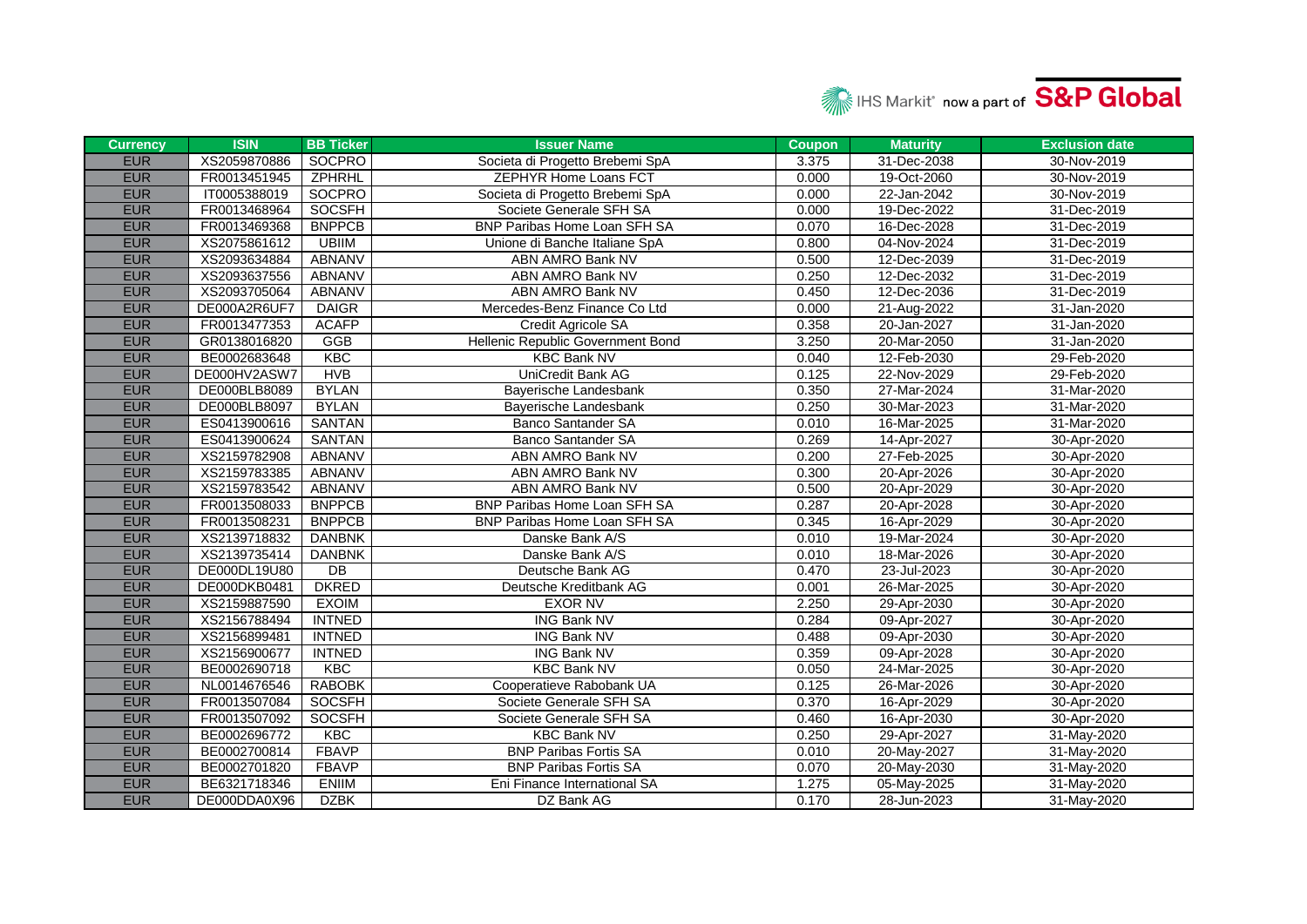| Currency | ISIN | BB Ticker | Issuer Name | Coupon | Maturity | Exclusion date |
|---|---|---|---|---|---|---|
| EUR | XS2059870886 | SOCPRO | Societa di Progetto Brebemi SpA | 3.375 | 31-Dec-2038 | 30-Nov-2019 |
| EUR | FR0013451945 | ZPHRHL | ZEPHYR Home Loans FCT | 0.000 | 19-Oct-2060 | 30-Nov-2019 |
| EUR | IT0005388019 | SOCPRO | Societa di Progetto Brebemi SpA | 0.000 | 22-Jan-2042 | 30-Nov-2019 |
| EUR | FR0013468964 | SOCSFH | Societe Generale SFH SA | 0.000 | 19-Dec-2022 | 31-Dec-2019 |
| EUR | FR0013469368 | BNPPCB | BNP Paribas Home Loan SFH SA | 0.070 | 16-Dec-2028 | 31-Dec-2019 |
| EUR | XS2075861612 | UBIIM | Unione di Banche Italiane SpA | 0.800 | 04-Nov-2024 | 31-Dec-2019 |
| EUR | XS2093634884 | ABNANV | ABN AMRO Bank NV | 0.500 | 12-Dec-2039 | 31-Dec-2019 |
| EUR | XS2093637556 | ABNANV | ABN AMRO Bank NV | 0.250 | 12-Dec-2032 | 31-Dec-2019 |
| EUR | XS2093705064 | ABNANV | ABN AMRO Bank NV | 0.450 | 12-Dec-2036 | 31-Dec-2019 |
| EUR | DE000A2R6UF7 | DAIGR | Mercedes-Benz Finance Co Ltd | 0.000 | 21-Aug-2022 | 31-Jan-2020 |
| EUR | FR0013477353 | ACAFP | Credit Agricole SA | 0.358 | 20-Jan-2027 | 31-Jan-2020 |
| EUR | GR0138016820 | GGB | Hellenic Republic Government Bond | 3.250 | 20-Mar-2050 | 31-Jan-2020 |
| EUR | BE0002683648 | KBC | KBC Bank NV | 0.040 | 12-Feb-2030 | 29-Feb-2020 |
| EUR | DE000HV2ASW7 | HVB | UniCredit Bank AG | 0.125 | 22-Nov-2029 | 29-Feb-2020 |
| EUR | DE000BLB8089 | BYLAN | Bayerische Landesbank | 0.350 | 27-Mar-2024 | 31-Mar-2020 |
| EUR | DE000BLB8097 | BYLAN | Bayerische Landesbank | 0.250 | 30-Mar-2023 | 31-Mar-2020 |
| EUR | ES0413900616 | SANTAN | Banco Santander SA | 0.010 | 16-Mar-2025 | 31-Mar-2020 |
| EUR | ES0413900624 | SANTAN | Banco Santander SA | 0.269 | 14-Apr-2027 | 30-Apr-2020 |
| EUR | XS2159782908 | ABNANV | ABN AMRO Bank NV | 0.200 | 27-Feb-2025 | 30-Apr-2020 |
| EUR | XS2159783385 | ABNANV | ABN AMRO Bank NV | 0.300 | 20-Apr-2026 | 30-Apr-2020 |
| EUR | XS2159783542 | ABNANV | ABN AMRO Bank NV | 0.500 | 20-Apr-2029 | 30-Apr-2020 |
| EUR | FR0013508033 | BNPPCB | BNP Paribas Home Loan SFH SA | 0.287 | 20-Apr-2028 | 30-Apr-2020 |
| EUR | FR0013508231 | BNPPCB | BNP Paribas Home Loan SFH SA | 0.345 | 16-Apr-2029 | 30-Apr-2020 |
| EUR | XS2139718832 | DANBNK | Danske Bank A/S | 0.010 | 19-Mar-2024 | 30-Apr-2020 |
| EUR | XS2139735414 | DANBNK | Danske Bank A/S | 0.010 | 18-Mar-2026 | 30-Apr-2020 |
| EUR | DE000DL19U80 | DB | Deutsche Bank AG | 0.470 | 23-Jul-2023 | 30-Apr-2020 |
| EUR | DE000DKB0481 | DKRED | Deutsche Kreditbank AG | 0.001 | 26-Mar-2025 | 30-Apr-2020 |
| EUR | XS2159887590 | EXOIM | EXOR NV | 2.250 | 29-Apr-2030 | 30-Apr-2020 |
| EUR | XS2156788494 | INTNED | ING Bank NV | 0.284 | 09-Apr-2027 | 30-Apr-2020 |
| EUR | XS2156899481 | INTNED | ING Bank NV | 0.488 | 09-Apr-2030 | 30-Apr-2020 |
| EUR | XS2156900677 | INTNED | ING Bank NV | 0.359 | 09-Apr-2028 | 30-Apr-2020 |
| EUR | BE0002690718 | KBC | KBC Bank NV | 0.050 | 24-Mar-2025 | 30-Apr-2020 |
| EUR | NL0014676546 | RABOBK | Cooperatieve Rabobank UA | 0.125 | 26-Mar-2026 | 30-Apr-2020 |
| EUR | FR0013507084 | SOCSFH | Societe Generale SFH SA | 0.370 | 16-Apr-2029 | 30-Apr-2020 |
| EUR | FR0013507092 | SOCSFH | Societe Generale SFH SA | 0.460 | 16-Apr-2030 | 30-Apr-2020 |
| EUR | BE0002696772 | KBC | KBC Bank NV | 0.250 | 29-Apr-2027 | 31-May-2020 |
| EUR | BE0002700814 | FBAVP | BNP Paribas Fortis SA | 0.010 | 20-May-2027 | 31-May-2020 |
| EUR | BE0002701820 | FBAVP | BNP Paribas Fortis SA | 0.070 | 20-May-2030 | 31-May-2020 |
| EUR | BE6321718346 | ENIIM | Eni Finance International SA | 1.275 | 05-May-2025 | 31-May-2020 |
| EUR | DE000DDA0X96 | DZBK | DZ Bank AG | 0.170 | 28-Jun-2023 | 31-May-2020 |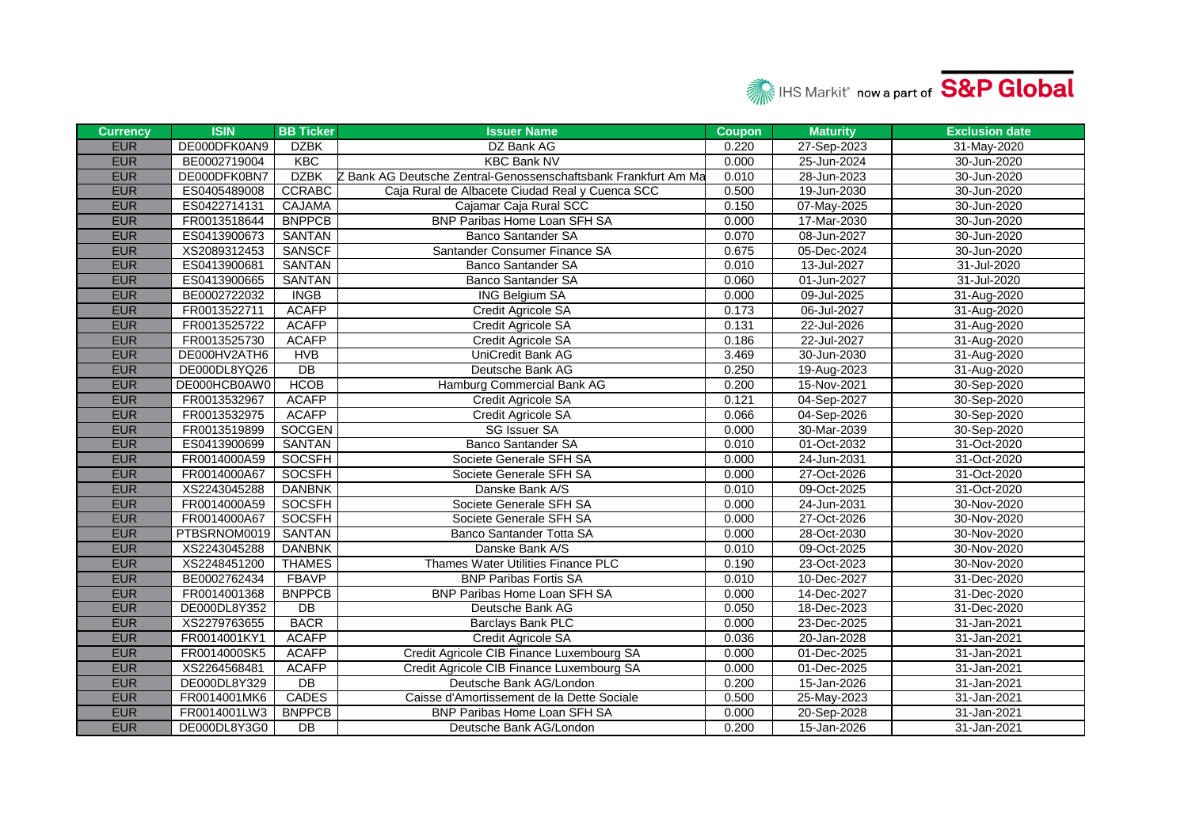| Currency | ISIN | BB Ticker | Issuer Name | Coupon | Maturity | Exclusion date |
|---|---|---|---|---|---|---|
| EUR | DE000DFK0AN9 | DZBK | DZ Bank AG | 0.220 | 27-Sep-2023 | 31-May-2020 |
| EUR | BE0002719004 | KBC | KBC Bank NV | 0.000 | 25-Jun-2024 | 30-Jun-2020 |
| EUR | DE000DFK0BN7 | DZBK | Z Bank AG Deutsche Zentral-Genossenschaftsbank Frankfurt Am Ma | 0.010 | 28-Jun-2023 | 30-Jun-2020 |
| EUR | ES0405489008 | CCRABC | Caja Rural de Albacete Ciudad Real y Cuenca SCC | 0.500 | 19-Jun-2030 | 30-Jun-2020 |
| EUR | ES0422714131 | CAJAMA | Cajamar Caja Rural SCC | 0.150 | 07-May-2025 | 30-Jun-2020 |
| EUR | FR0013518644 | BNPPCB | BNP Paribas Home Loan SFH SA | 0.000 | 17-Mar-2030 | 30-Jun-2020 |
| EUR | ES0413900673 | SANTAN | Banco Santander SA | 0.070 | 08-Jun-2027 | 30-Jun-2020 |
| EUR | XS2089312453 | SANSCF | Santander Consumer Finance SA | 0.675 | 05-Dec-2024 | 30-Jun-2020 |
| EUR | ES0413900681 | SANTAN | Banco Santander SA | 0.010 | 13-Jul-2027 | 31-Jul-2020 |
| EUR | ES0413900665 | SANTAN | Banco Santander SA | 0.060 | 01-Jun-2027 | 31-Jul-2020 |
| EUR | BE0002722032 | INGB | ING Belgium SA | 0.000 | 09-Jul-2025 | 31-Aug-2020 |
| EUR | FR0013522711 | ACAFP | Credit Agricole SA | 0.173 | 06-Jul-2027 | 31-Aug-2020 |
| EUR | FR0013525722 | ACAFP | Credit Agricole SA | 0.131 | 22-Jul-2026 | 31-Aug-2020 |
| EUR | FR0013525730 | ACAFP | Credit Agricole SA | 0.186 | 22-Jul-2027 | 31-Aug-2020 |
| EUR | DE000HV2ATH6 | HVB | UniCredit Bank AG | 3.469 | 30-Jun-2030 | 31-Aug-2020 |
| EUR | DE000DL8YQ26 | DB | Deutsche Bank AG | 0.250 | 19-Aug-2023 | 31-Aug-2020 |
| EUR | DE000HCB0AW0 | HCOB | Hamburg Commercial Bank AG | 0.200 | 15-Nov-2021 | 30-Sep-2020 |
| EUR | FR0013532967 | ACAFP | Credit Agricole SA | 0.121 | 04-Sep-2027 | 30-Sep-2020 |
| EUR | FR0013532975 | ACAFP | Credit Agricole SA | 0.066 | 04-Sep-2026 | 30-Sep-2020 |
| EUR | FR0013519899 | SOCGEN | SG Issuer SA | 0.000 | 30-Mar-2039 | 30-Sep-2020 |
| EUR | ES0413900699 | SANTAN | Banco Santander SA | 0.010 | 01-Oct-2032 | 31-Oct-2020 |
| EUR | FR0014000A59 | SOCSFH | Societe Generale SFH SA | 0.000 | 24-Jun-2031 | 31-Oct-2020 |
| EUR | FR0014000A67 | SOCSFH | Societe Generale SFH SA | 0.000 | 27-Oct-2026 | 31-Oct-2020 |
| EUR | XS2243045288 | DANBNK | Danske Bank A/S | 0.010 | 09-Oct-2025 | 31-Oct-2020 |
| EUR | FR0014000A59 | SOCSFH | Societe Generale SFH SA | 0.000 | 24-Jun-2031 | 30-Nov-2020 |
| EUR | FR0014000A67 | SOCSFH | Societe Generale SFH SA | 0.000 | 27-Oct-2026 | 30-Nov-2020 |
| EUR | PTBSRNOM0019 | SANTAN | Banco Santander Totta SA | 0.000 | 28-Oct-2030 | 30-Nov-2020 |
| EUR | XS2243045288 | DANBNK | Danske Bank A/S | 0.010 | 09-Oct-2025 | 30-Nov-2020 |
| EUR | XS2248451200 | THAMES | Thames Water Utilities Finance PLC | 0.190 | 23-Oct-2023 | 30-Nov-2020 |
| EUR | BE0002762434 | FBAVP | BNP Paribas Fortis SA | 0.010 | 10-Dec-2027 | 31-Dec-2020 |
| EUR | FR0014001368 | BNPPCB | BNP Paribas Home Loan SFH SA | 0.000 | 14-Dec-2027 | 31-Dec-2020 |
| EUR | DE000DL8Y352 | DB | Deutsche Bank AG | 0.050 | 18-Dec-2023 | 31-Dec-2020 |
| EUR | XS2279763655 | BACR | Barclays Bank PLC | 0.000 | 23-Dec-2025 | 31-Jan-2021 |
| EUR | FR0014001KY1 | ACAFP | Credit Agricole SA | 0.036 | 20-Jan-2028 | 31-Jan-2021 |
| EUR | FR0014000SK5 | ACAFP | Credit Agricole CIB Finance Luxembourg SA | 0.000 | 01-Dec-2025 | 31-Jan-2021 |
| EUR | XS2264568481 | ACAFP | Credit Agricole CIB Finance Luxembourg SA | 0.000 | 01-Dec-2025 | 31-Jan-2021 |
| EUR | DE000DL8Y329 | DB | Deutsche Bank AG/London | 0.200 | 15-Jan-2026 | 31-Jan-2021 |
| EUR | FR0014001MK6 | CADES | Caisse d'Amortissement de la Dette Sociale | 0.500 | 25-May-2023 | 31-Jan-2021 |
| EUR | FR0014001LW3 | BNPPCB | BNP Paribas Home Loan SFH SA | 0.000 | 20-Sep-2028 | 31-Jan-2021 |
| EUR | DE000DL8Y3G0 | DB | Deutsche Bank AG/London | 0.200 | 15-Jan-2026 | 31-Jan-2021 |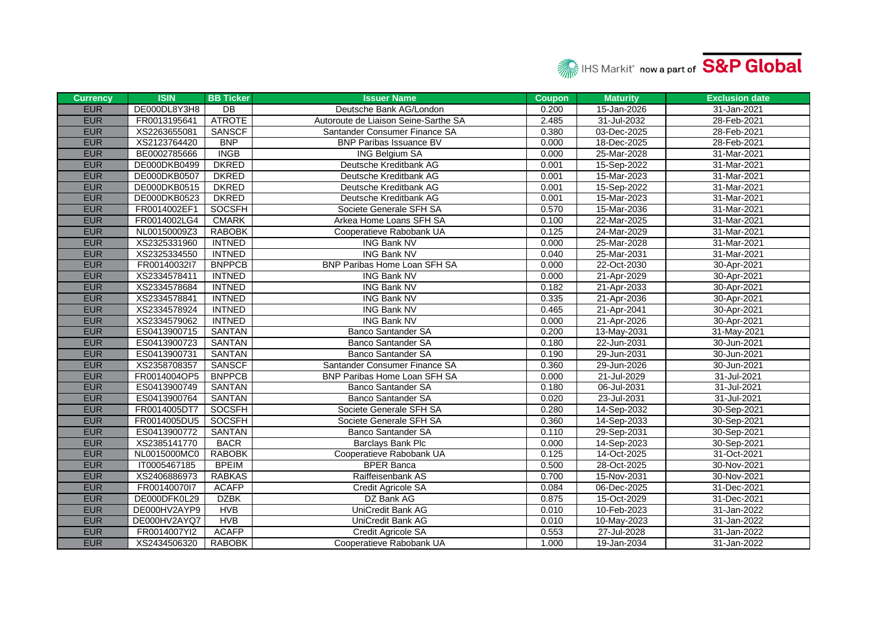| Currency | ISIN | BB Ticker | Issuer Name | Coupon | Maturity | Exclusion date |
|---|---|---|---|---|---|---|
| EUR | DE000DL8Y3H8 | DB | Deutsche Bank AG/London | 0.200 | 15-Jan-2026 | 31-Jan-2021 |
| EUR | FR0013195641 | ATROTE | Autoroute de Liaison Seine-Sarthe SA | 2.485 | 31-Jul-2032 | 28-Feb-2021 |
| EUR | XS2263655081 | SANSCF | Santander Consumer Finance SA | 0.380 | 03-Dec-2025 | 28-Feb-2021 |
| EUR | XS2123764420 | BNP | BNP Paribas Issuance BV | 0.000 | 18-Dec-2025 | 28-Feb-2021 |
| EUR | BE0002785666 | INGB | ING Belgium SA | 0.000 | 25-Mar-2028 | 31-Mar-2021 |
| EUR | DE000DKB0499 | DKRED | Deutsche Kreditbank AG | 0.001 | 15-Sep-2022 | 31-Mar-2021 |
| EUR | DE000DKB0507 | DKRED | Deutsche Kreditbank AG | 0.001 | 15-Mar-2023 | 31-Mar-2021 |
| EUR | DE000DKB0515 | DKRED | Deutsche Kreditbank AG | 0.001 | 15-Sep-2022 | 31-Mar-2021 |
| EUR | DE000DKB0523 | DKRED | Deutsche Kreditbank AG | 0.001 | 15-Mar-2023 | 31-Mar-2021 |
| EUR | FR0014002EF1 | SOCSFH | Societe Generale SFH SA | 0.570 | 15-Mar-2036 | 31-Mar-2021 |
| EUR | FR0014002LG4 | CMARK | Arkea Home Loans SFH SA | 0.100 | 22-Mar-2025 | 31-Mar-2021 |
| EUR | NL00150009Z3 | RABOBK | Cooperatieve Rabobank UA | 0.125 | 24-Mar-2029 | 31-Mar-2021 |
| EUR | XS2325331960 | INTNED | ING Bank NV | 0.000 | 25-Mar-2028 | 31-Mar-2021 |
| EUR | XS2325334550 | INTNED | ING Bank NV | 0.040 | 25-Mar-2031 | 31-Mar-2021 |
| EUR | FR00140032I7 | BNPPCB | BNP Paribas Home Loan SFH SA | 0.000 | 22-Oct-2030 | 30-Apr-2021 |
| EUR | XS2334578411 | INTNED | ING Bank NV | 0.000 | 21-Apr-2029 | 30-Apr-2021 |
| EUR | XS2334578684 | INTNED | ING Bank NV | 0.182 | 21-Apr-2033 | 30-Apr-2021 |
| EUR | XS2334578841 | INTNED | ING Bank NV | 0.335 | 21-Apr-2036 | 30-Apr-2021 |
| EUR | XS2334578924 | INTNED | ING Bank NV | 0.465 | 21-Apr-2041 | 30-Apr-2021 |
| EUR | XS2334579062 | INTNED | ING Bank NV | 0.000 | 21-Apr-2026 | 30-Apr-2021 |
| EUR | ES0413900715 | SANTAN | Banco Santander SA | 0.200 | 13-May-2031 | 31-May-2021 |
| EUR | ES0413900723 | SANTAN | Banco Santander SA | 0.180 | 22-Jun-2031 | 30-Jun-2021 |
| EUR | ES0413900731 | SANTAN | Banco Santander SA | 0.190 | 29-Jun-2031 | 30-Jun-2021 |
| EUR | XS2358708357 | SANSCF | Santander Consumer Finance SA | 0.360 | 29-Jun-2026 | 30-Jun-2021 |
| EUR | FR0014004OP5 | BNPPCB | BNP Paribas Home Loan SFH SA | 0.000 | 21-Jul-2029 | 31-Jul-2021 |
| EUR | ES0413900749 | SANTAN | Banco Santander SA | 0.180 | 06-Jul-2031 | 31-Jul-2021 |
| EUR | ES0413900764 | SANTAN | Banco Santander SA | 0.020 | 23-Jul-2031 | 31-Jul-2021 |
| EUR | FR0014005DT7 | SOCSFH | Societe Generale SFH SA | 0.280 | 14-Sep-2032 | 30-Sep-2021 |
| EUR | FR0014005DU5 | SOCSFH | Societe Generale SFH SA | 0.360 | 14-Sep-2033 | 30-Sep-2021 |
| EUR | ES0413900772 | SANTAN | Banco Santander SA | 0.110 | 29-Sep-2031 | 30-Sep-2021 |
| EUR | XS2385141770 | BACR | Barclays Bank Plc | 0.000 | 14-Sep-2023 | 30-Sep-2021 |
| EUR | NL0015000MC0 | RABOBK | Cooperatieve Rabobank UA | 0.125 | 14-Oct-2025 | 31-Oct-2021 |
| EUR | IT0005467185 | BPEIM | BPER Banca | 0.500 | 28-Oct-2025 | 30-Nov-2021 |
| EUR | XS2406886973 | RABKAS | Raiffeisenbank AS | 0.700 | 15-Nov-2031 | 30-Nov-2021 |
| EUR | FR00140070I7 | ACAFP | Credit Agricole SA | 0.084 | 06-Dec-2025 | 31-Dec-2021 |
| EUR | DE000DFK0L29 | DZBK | DZ Bank AG | 0.875 | 15-Oct-2029 | 31-Dec-2021 |
| EUR | DE000HV2AYP9 | HVB | UniCredit Bank AG | 0.010 | 10-Feb-2023 | 31-Jan-2022 |
| EUR | DE000HV2AYQ7 | HVB | UniCredit Bank AG | 0.010 | 10-May-2023 | 31-Jan-2022 |
| EUR | FR0014007YI2 | ACAFP | Credit Agricole SA | 0.553 | 27-Jul-2028 | 31-Jan-2022 |
| EUR | XS2434506320 | RABOBK | Cooperatieve Rabobank UA | 1.000 | 19-Jan-2034 | 31-Jan-2022 |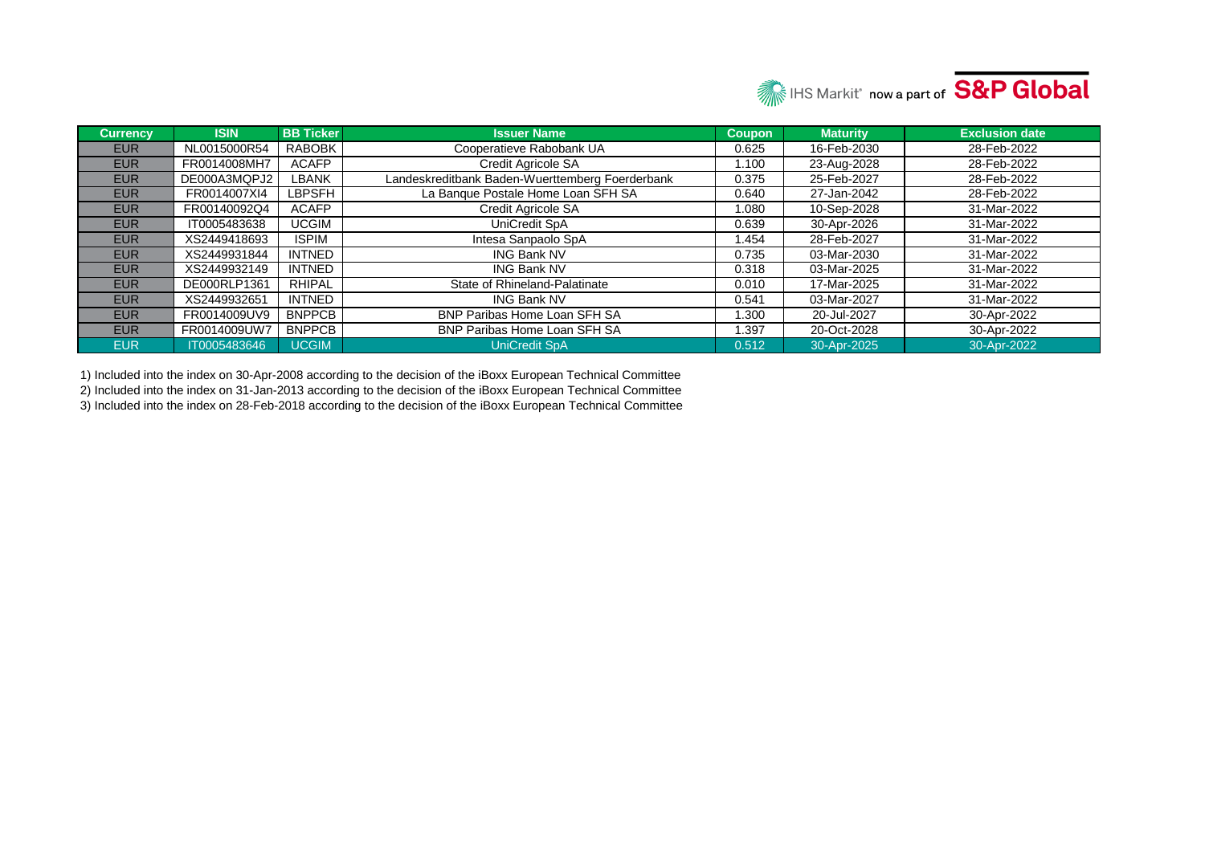| Currency | ISIN | BB Ticker | Issuer Name | Coupon | Maturity | Exclusion date |
|---|---|---|---|---|---|---|
| EUR | NL0015000R54 | RABOBK | Cooperatieve Rabobank UA | 0.625 | 16-Feb-2030 | 28-Feb-2022 |
| EUR | FR0014008MH7 | ACAFP | Credit Agricole SA | 1.100 | 23-Aug-2028 | 28-Feb-2022 |
| EUR | DE000A3MQPJ2 | LBANK | Landeskreditbank Baden-Wuerttemberg Foerderbank | 0.375 | 25-Feb-2027 | 28-Feb-2022 |
| EUR | FR0014007XI4 | LBPSFH | La Banque Postale Home Loan SFH SA | 0.640 | 27-Jan-2042 | 28-Feb-2022 |
| EUR | FR00140092Q4 | ACAFP | Credit Agricole SA | 1.080 | 10-Sep-2028 | 31-Mar-2022 |
| EUR | IT0005483638 | UCGIM | UniCredit SpA | 0.639 | 30-Apr-2026 | 31-Mar-2022 |
| EUR | XS2449418693 | ISPIM | Intesa Sanpaolo SpA | 1.454 | 28-Feb-2027 | 31-Mar-2022 |
| EUR | XS2449931844 | INTNED | ING Bank NV | 0.735 | 03-Mar-2030 | 31-Mar-2022 |
| EUR | XS2449932149 | INTNED | ING Bank NV | 0.318 | 03-Mar-2025 | 31-Mar-2022 |
| EUR | DE000RLP1361 | RHIPAL | State of Rhineland-Palatinate | 0.010 | 17-Mar-2025 | 31-Mar-2022 |
| EUR | XS2449932651 | INTNED | ING Bank NV | 0.541 | 03-Mar-2027 | 31-Mar-2022 |
| EUR | FR0014009UV9 | BNPPCB | BNP Paribas Home Loan SFH SA | 1.300 | 20-Jul-2027 | 30-Apr-2022 |
| EUR | FR0014009UW7 | BNPPCB | BNP Paribas Home Loan SFH SA | 1.397 | 20-Oct-2028 | 30-Apr-2022 |
| EUR | IT0005483646 | UCGIM | UniCredit SpA | 0.512 | 30-Apr-2025 | 30-Apr-2022 |

1) Included into the index on 30-Apr-2008 according to the decision of the iBoxx European Technical Committee

2) Included into the index on 31-Jan-2013 according to the decision of the iBoxx European Technical Committee

3) Included into the index on 28-Feb-2018 according to the decision of the iBoxx European Technical Committee